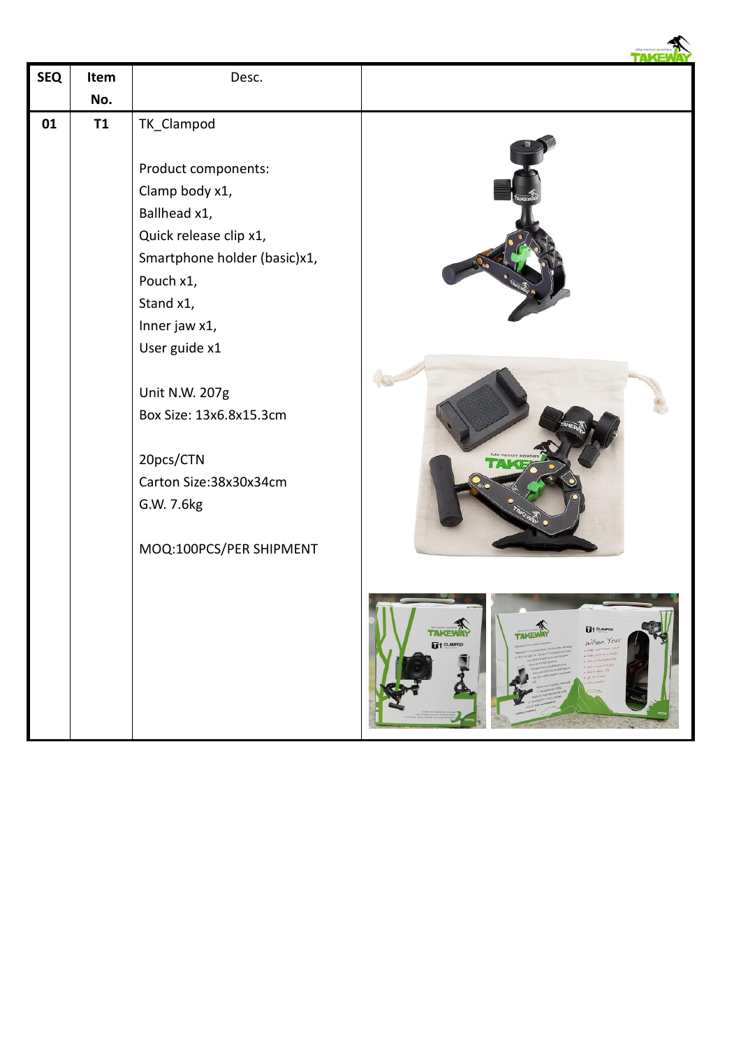| SEQ | Item No. | Desc. | |
|---|---|---|---|
| 01 | T1 | TK_Clampod<br><br>Product components:<br>Clamp body x1,<br>Ballhead x1,<br>Quick release clip x1,<br>Smartphone holder (basic)x1,<br>Pouch x1,<br>Stand x1,<br>Inner jaw x1,<br>User guide x1<br><br>Unit N.W. 207g<br>Box Size: 13x6.8x15.3cm<br><br>20pcs/CTN<br>Carton Size:38x30x34cm<br>G.W. 7.6kg<br><br>MOQ:100PCS/PER SHIPMENT | |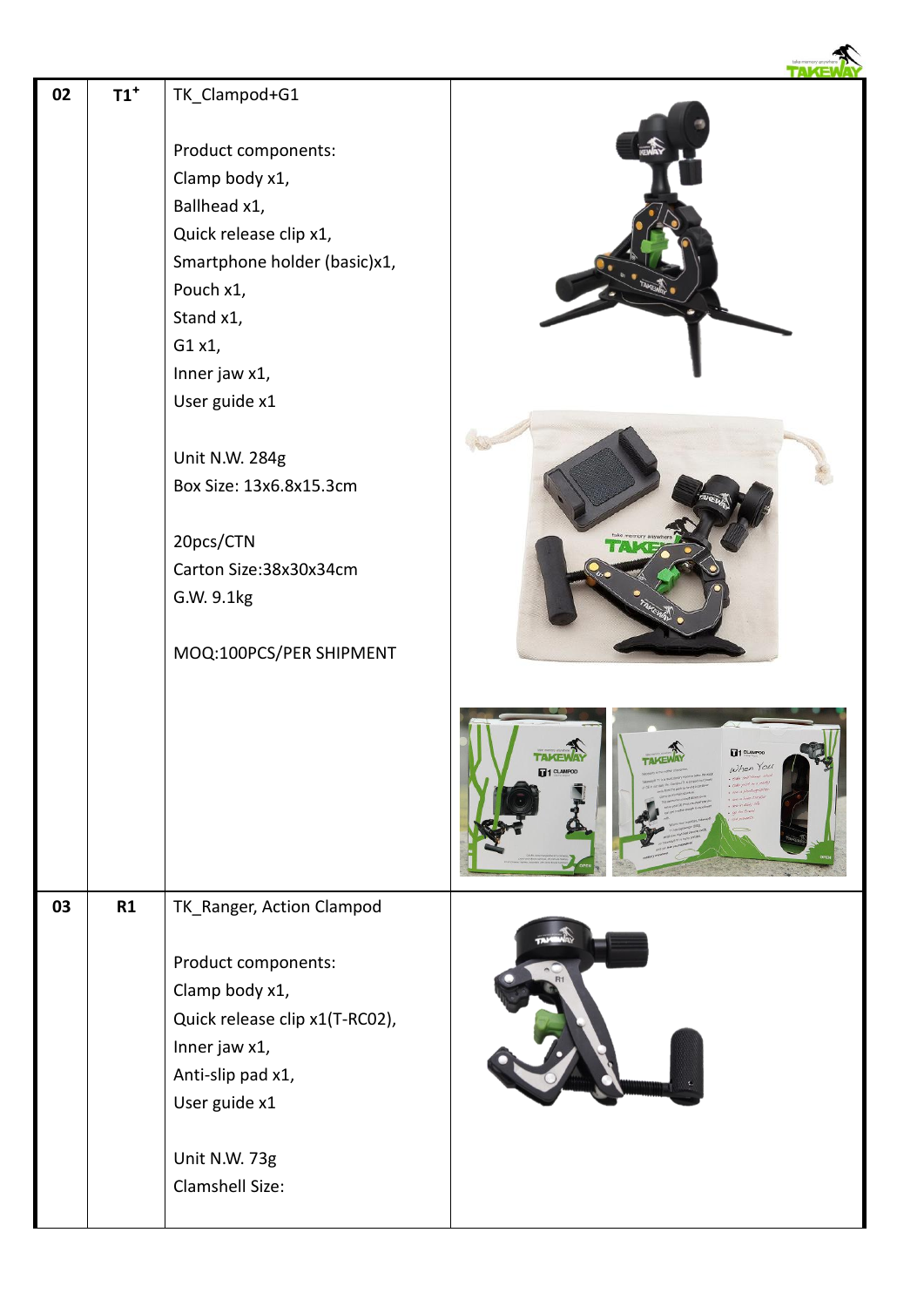| 02 | T1⁺ | TK_Clampod+G1<br><br>Product components:<br>Clamp body x1,<br>Ballhead x1,<br>Quick release clip x1,<br>Smartphone holder (basic)x1,<br>Pouch x1,<br>Stand x1,<br>G1 x1,<br>Inner jaw x1,<br>User guide x1<br><br>Unit N.W. 284g<br>Box Size: 13x6.8x15.3cm<br><br>20pcs/CTN<br>Carton Size:38x30x34cm<br>G.W. 9.1kg<br><br>MOQ:100PCS/PER SHIPMENT | |
|---|---|---|---|
| 03 | R1 | TK_Ranger, Action Clampod<br><br>Product components:<br>Clamp body x1,<br>Quick release clip x1(T-RC02),<br>Inner jaw x1,<br>Anti-slip pad x1,<br>User guide x1<br><br>Unit N.W. 73g<br>Clamshell Size: | |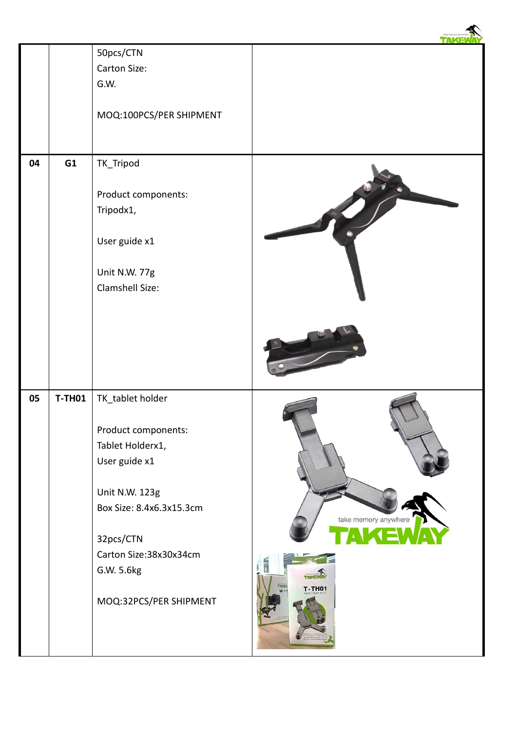|  |  |  |  |
|---|---|---|---|
|  |  | 50pcs/CTN<br>Carton Size:<br>G.W.<br><br>MOQ:100PCS/PER SHIPMENT |  |
| 04 | G1 | TK_Tripod<br><br>Product components:<br>Tripodx1,<br><br>User guide x1<br><br>Unit N.W. 77g<br>Clamshell Size: |  |
| 05 | T-TH01 | TK_tablet holder<br><br>Product components:<br>Tablet Holderx1,<br>User guide x1<br><br>Unit N.W. 123g<br>Box Size: 8.4x6.3x15.3cm<br><br>32pcs/CTN<br>Carton Size:38x30x34cm<br>G.W. 5.6kg<br><br>MOQ:32PCS/PER SHIPMENT |  |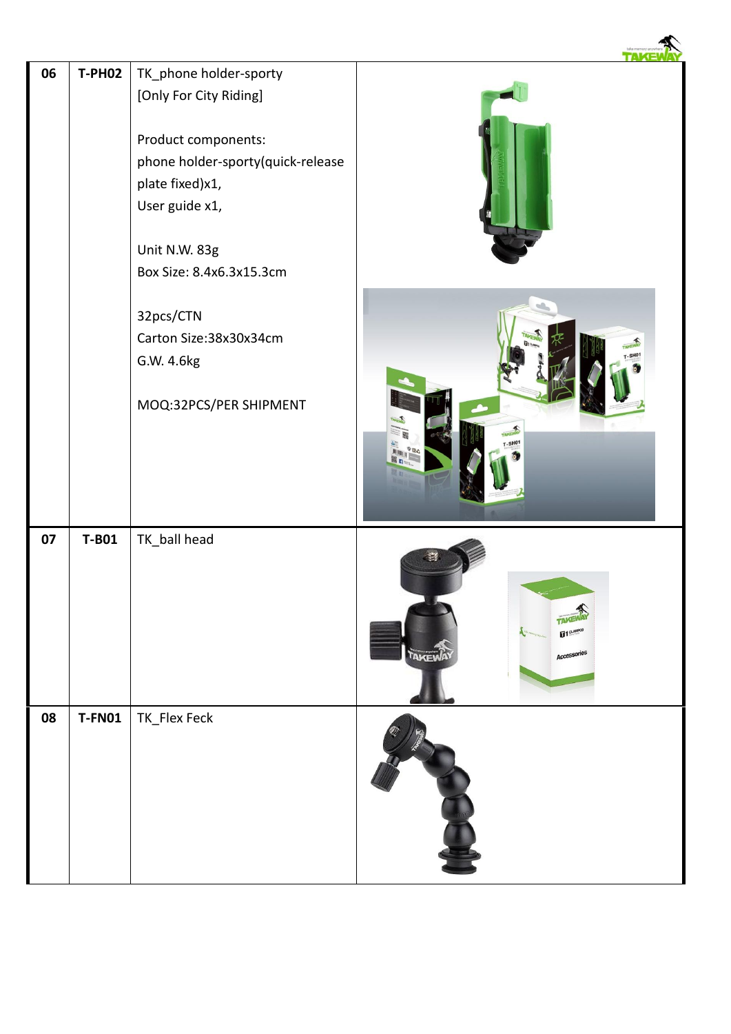| 06 | T-PH02 | TK_phone holder-sporty<br>[Only For City Riding]<br><br>Product components:<br>phone holder-sporty(quick-release plate fixed)x1,<br>User guide x1,<br><br>Unit N.W. 83g<br>Box Size: 8.4x6.3x15.3cm<br><br>32pcs/CTN<br>Carton Size:38x30x34cm<br>G.W. 4.6kg<br><br>MOQ:32PCS/PER SHIPMENT | |
|---|---|---|---|
| 07 | T-B01 | TK_ball head | |
| 08 | T-FN01 | TK_Flex Feck | |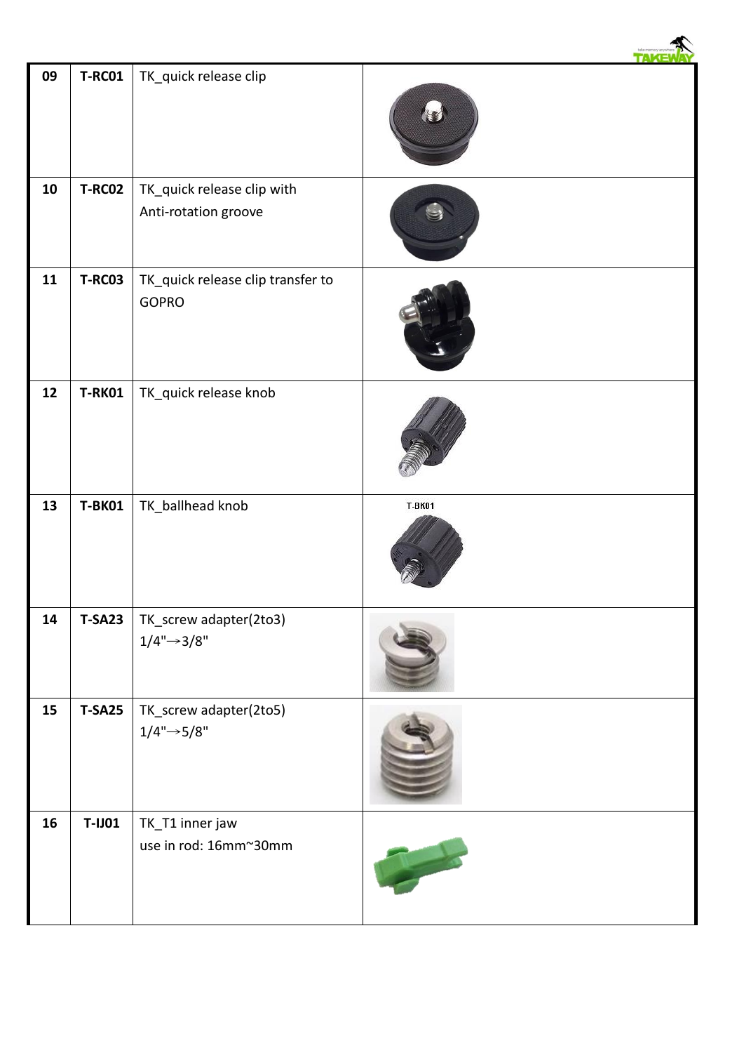| 09 | T-RC01 | TK_quick release clip | |
|---|---|---|---|
| 10 | T-RC02 | TK_quick release clip with Anti-rotation groove | |
| 11 | T-RC03 | TK_quick release clip transfer to GOPRO | |
| 12 | T-RK01 | TK_quick release knob | |
| 13 | T-BK01 | TK_ballhead knob | T-BK01 |
| 14 | T-SA23 | TK_screw adapter(2to3) 1/4"→3/8" | |
| 15 | T-SA25 | TK_screw adapter(2to5) 1/4"→5/8" | |
| 16 | T-IJ01 | TK_T1 inner jaw use in rod: 16mm~30mm | |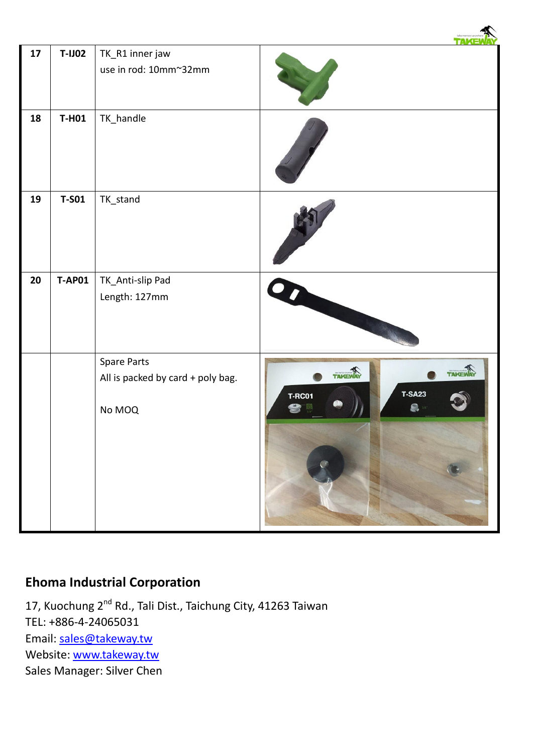| | | | |
|---|---|---|---|
| 17 | T-IJ02 | TK_R1 inner jaw<br>use in rod: 10mm~32mm | |
| 18 | T-H01 | TK_handle | |
| 19 | T-S01 | TK_stand | |
| 20 | T-AP01 | TK_Anti-slip Pad<br>Length: 127mm | |
| | | Spare Parts<br>All is packed by card + poly bag.<br><br>No MOQ | |

## Ehoma Industrial Corporation

17, Kuochung 2nd Rd., Tali Dist., Taichung City, 41263 Taiwan
TEL: +886-4-24065031
Email: sales@takeway.tw
Website: www.takeway.tw
Sales Manager: Silver Chen